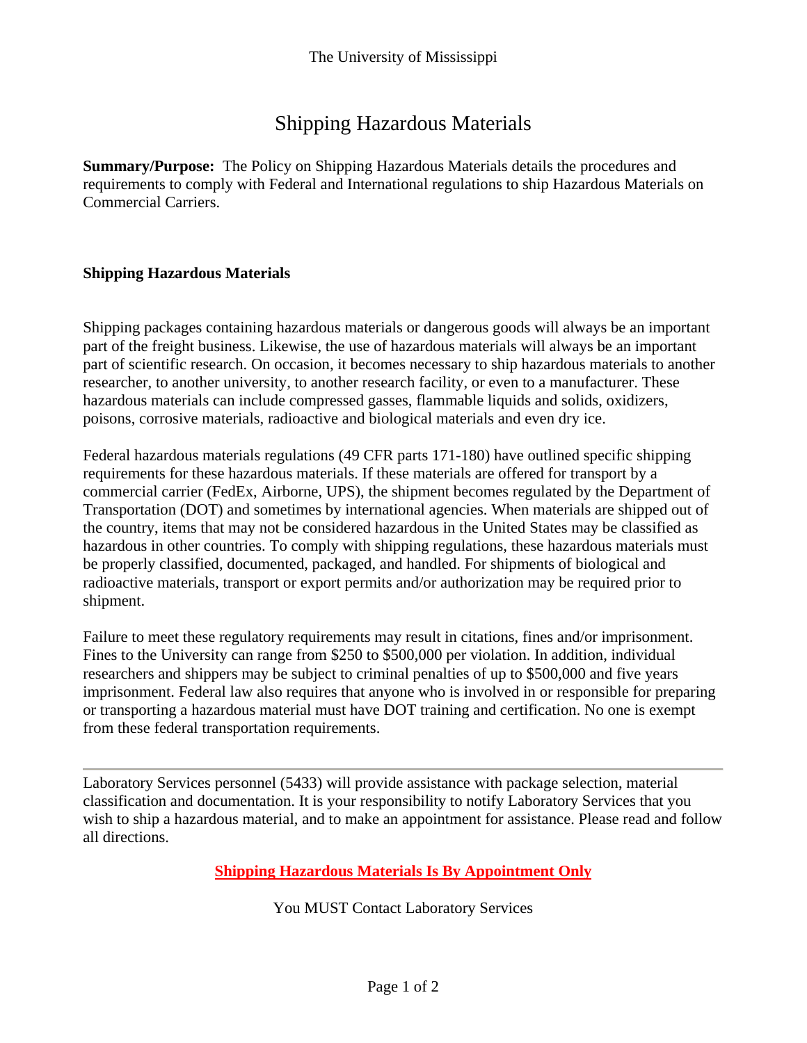The University of Mississippi

# Shipping Hazardous Materials

**Summary/Purpose:** The Policy on Shipping Hazardous Materials details the procedures and requirements to comply with Federal and International regulations to ship Hazardous Materials on Commercial Carriers.

## Shipping Hazardous Materials

Shipping packages containing hazardous materials or dangerous goods will always be an important part of the freight business. Likewise, the use of hazardous materials will always be an important part of scientific research. On occasion, it becomes necessary to ship hazardous materials to another researcher, to another university, to another research facility, or even to a manufacturer. These hazardous materials can include compressed gasses, flammable liquids and solids, oxidizers, poisons, corrosive materials, radioactive and biological materials and even dry ice.

Federal hazardous materials regulations (49 CFR parts 171-180) have outlined specific shipping requirements for these hazardous materials. If these materials are offered for transport by a commercial carrier (FedEx, Airborne, UPS), the shipment becomes regulated by the Department of Transportation (DOT) and sometimes by international agencies. When materials are shipped out of the country, items that may not be considered hazardous in the United States may be classified as hazardous in other countries. To comply with shipping regulations, these hazardous materials must be properly classified, documented, packaged, and handled. For shipments of biological and radioactive materials, transport or export permits and/or authorization may be required prior to shipment.

Failure to meet these regulatory requirements may result in citations, fines and/or imprisonment. Fines to the University can range from $250 to $500,000 per violation. In addition, individual researchers and shippers may be subject to criminal penalties of up to $500,000 and five years imprisonment. Federal law also requires that anyone who is involved in or responsible for preparing or transporting a hazardous material must have DOT training and certification. No one is exempt from these federal transportation requirements.

---

Laboratory Services personnel (5433) will provide assistance with package selection, material classification and documentation. It is your responsibility to notify Laboratory Services that you wish to ship a hazardous material, and to make an appointment for assistance. Please read and follow all directions.

**Shipping Hazardous Materials Is By Appointment Only**

You MUST Contact Laboratory Services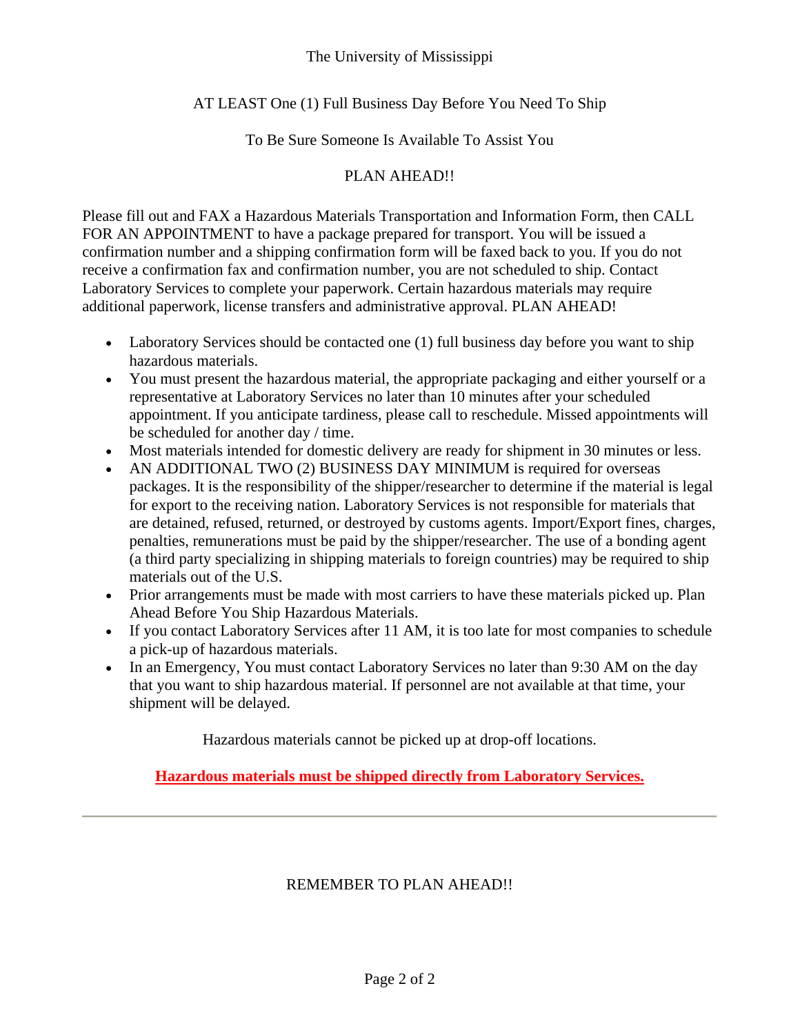The University of Mississippi

AT LEAST One (1) Full Business Day Before You Need To Ship

To Be Sure Someone Is Available To Assist You

PLAN AHEAD!!

Please fill out and FAX a Hazardous Materials Transportation and Information Form, then CALL FOR AN APPOINTMENT to have a package prepared for transport. You will be issued a confirmation number and a shipping confirmation form will be faxed back to you. If you do not receive a confirmation fax and confirmation number, you are not scheduled to ship. Contact Laboratory Services to complete your paperwork. Certain hazardous materials may require additional paperwork, license transfers and administrative approval. PLAN AHEAD!

- Laboratory Services should be contacted one (1) full business day before you want to ship hazardous materials.
- You must present the hazardous material, the appropriate packaging and either yourself or a representative at Laboratory Services no later than 10 minutes after your scheduled appointment. If you anticipate tardiness, please call to reschedule. Missed appointments will be scheduled for another day / time.
- Most materials intended for domestic delivery are ready for shipment in 30 minutes or less.
- AN ADDITIONAL TWO (2) BUSINESS DAY MINIMUM is required for overseas packages. It is the responsibility of the shipper/researcher to determine if the material is legal for export to the receiving nation. Laboratory Services is not responsible for materials that are detained, refused, returned, or destroyed by customs agents. Import/Export fines, charges, penalties, remunerations must be paid by the shipper/researcher. The use of a bonding agent (a third party specializing in shipping materials to foreign countries) may be required to ship materials out of the U.S.
- Prior arrangements must be made with most carriers to have these materials picked up. Plan Ahead Before You Ship Hazardous Materials.
- If you contact Laboratory Services after 11 AM, it is too late for most companies to schedule a pick-up of hazardous materials.
- In an Emergency, You must contact Laboratory Services no later than 9:30 AM on the day that you want to ship hazardous material. If personnel are not available at that time, your shipment will be delayed.

Hazardous materials cannot be picked up at drop-off locations.

**Hazardous materials must be shipped directly from Laboratory Services.**

---

REMEMBER TO PLAN AHEAD!!